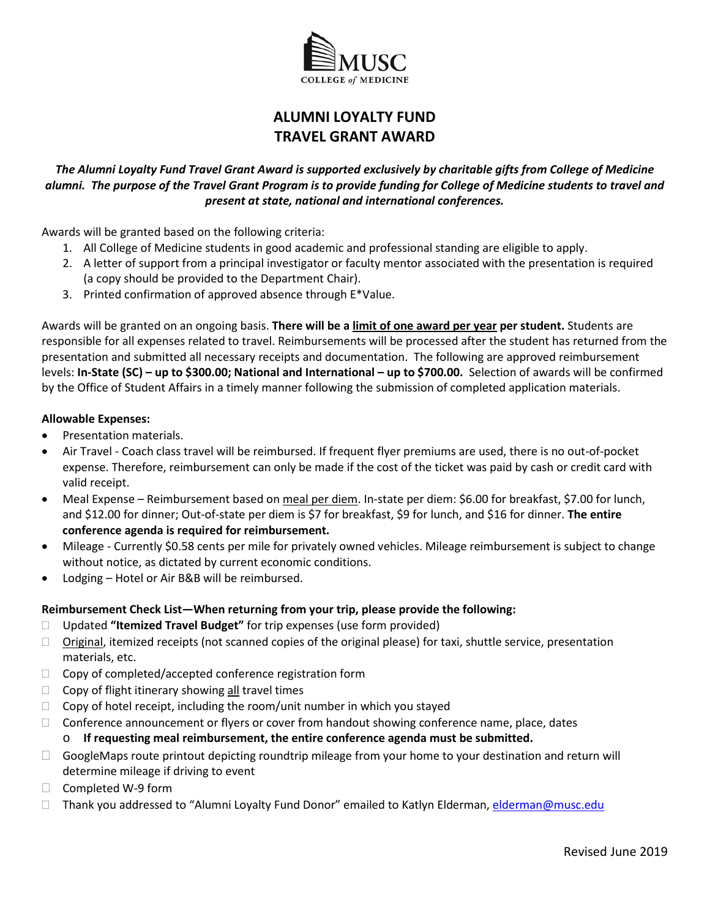MUSC COLLEGE *of* MEDICINE

# ALUMNI LOYALTY FUND TRAVEL GRANT AWARD

***The Alumni Loyalty Fund Travel Grant Award is supported exclusively by charitable gifts from College of Medicine alumni. The purpose of the Travel Grant Program is to provide funding for College of Medicine students to travel and present at state, national and international conferences.***

Awards will be granted based on the following criteria:

1. All College of Medicine students in good academic and professional standing are eligible to apply.
2. A letter of support from a principal investigator or faculty mentor associated with the presentation is required (a copy should be provided to the Department Chair).
3. Printed confirmation of approved absence through E*Value.

Awards will be granted on an ongoing basis. **There will be a limit of one award per year per student.** Students are responsible for all expenses related to travel. Reimbursements will be processed after the student has returned from the presentation and submitted all necessary receipts and documentation. The following are approved reimbursement levels: **In-State (SC) – up to $300.00; National and International – up to $700.00.** Selection of awards will be confirmed by the Office of Student Affairs in a timely manner following the submission of completed application materials.

**Allowable Expenses:**

- Presentation materials.
- Air Travel - Coach class travel will be reimbursed. If frequent flyer premiums are used, there is no out-of-pocket expense. Therefore, reimbursement can only be made if the cost of the ticket was paid by cash or credit card with valid receipt.
- Meal Expense – Reimbursement based on meal per diem. In-state per diem: $6.00 for breakfast, $7.00 for lunch, and $12.00 for dinner; Out-of-state per diem is $7 for breakfast, $9 for lunch, and $16 for dinner. **The entire conference agenda is required for reimbursement.**
- Mileage - Currently $0.58 cents per mile for privately owned vehicles. Mileage reimbursement is subject to change without notice, as dictated by current economic conditions.
- Lodging – Hotel or Air B&B will be reimbursed.

**Reimbursement Check List—When returning from your trip, please provide the following:**

- ☐ Updated **"Itemized Travel Budget"** for trip expenses (use form provided)
- ☐ Original, itemized receipts (not scanned copies of the original please) for taxi, shuttle service, presentation materials, etc.
- ☐ Copy of completed/accepted conference registration form
- ☐ Copy of flight itinerary showing all travel times
- ☐ Copy of hotel receipt, including the room/unit number in which you stayed
- ☐ Conference announcement or flyers or cover from handout showing conference name, place, dates
  - **If requesting meal reimbursement, the entire conference agenda must be submitted.**
- ☐ GoogleMaps route printout depicting roundtrip mileage from your home to your destination and return will determine mileage if driving to event
- ☐ Completed W-9 form
- ☐ Thank you addressed to "Alumni Loyalty Fund Donor" emailed to Katlyn Elderman, elderman@musc.edu

Revised June 2019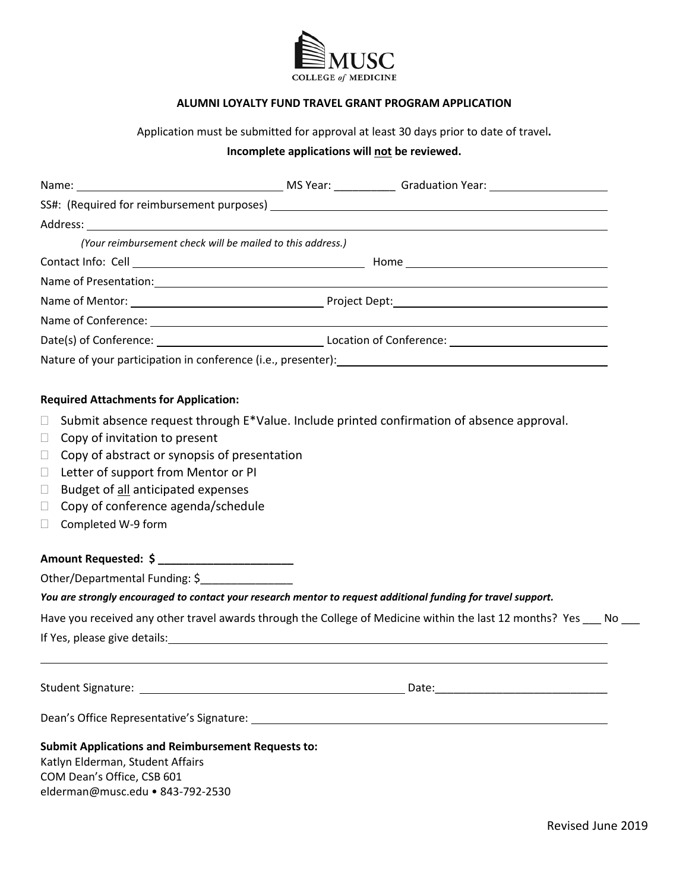MUSC
COLLEGE *of* MEDICINE

**ALUMNI LOYALTY FUND TRAVEL GRANT PROGRAM APPLICATION**

Application must be submitted for approval at least 30 days prior to date of travel**.**

**Incomplete applications will not be reviewed.**

Name: ______________________ MS Year: __________ Graduation Year: ______________

SS#: (Required for reimbursement purposes) ______________________

Address: ______________________

*(Your reimbursement check will be mailed to this address.)*

Contact Info: Cell ______________________ Home ______________________

Name of Presentation: ______________________

Name of Mentor: ______________________ Project Dept: ______________________

Name of Conference: ______________________

Date(s) of Conference: ______________________ Location of Conference: ______________________

Nature of your participation in conference (i.e., presenter): ______________________

**Required Attachments for Application:**

- ☐ Submit absence request through E*Value. Include printed confirmation of absence approval.
- ☐ Copy of invitation to present
- ☐ Copy of abstract or synopsis of presentation
- ☐ Letter of support from Mentor or PI
- ☐ Budget of all anticipated expenses
- ☐ Copy of conference agenda/schedule
- ☐ Completed W-9 form

**Amount Requested: $ ______________________**

Other/Departmental Funding: $_______________

***You are strongly encouraged to contact your research mentor to request additional funding for travel support.***

Have you received any other travel awards through the College of Medicine within the last 12 months? Yes ___ No ___

If Yes, please give details: ______________________

______________________

Student Signature: ______________________ Date: ______________________

Dean's Office Representative's Signature: ______________________

**Submit Applications and Reimbursement Requests to:**
Katlyn Elderman, Student Affairs
COM Dean's Office, CSB 601
elderman@musc.edu • 843-792-2530

Revised June 2019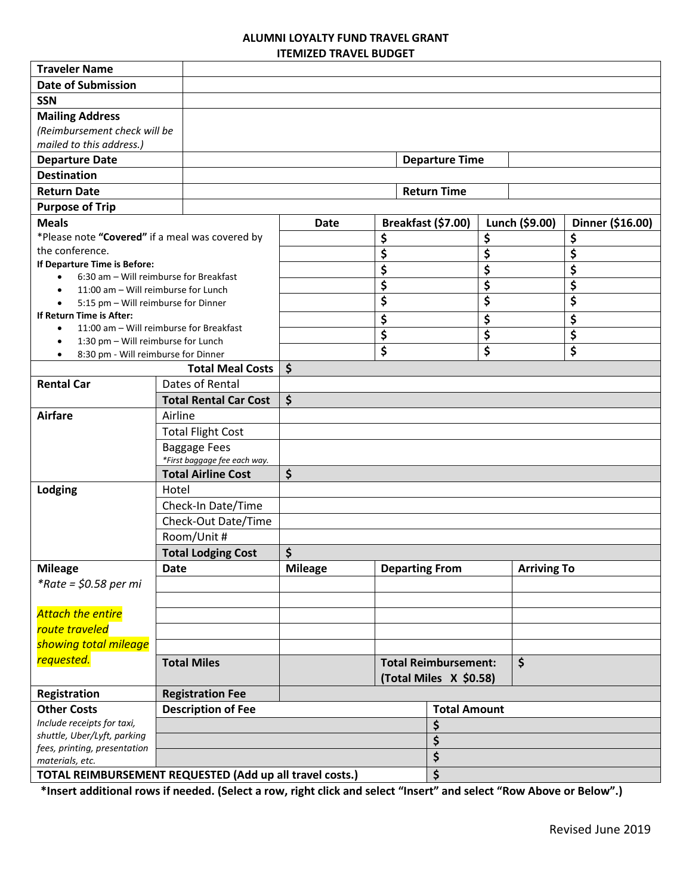# ALUMNI LOYALTY FUND TRAVEL GRANT
## ITEMIZED TRAVEL BUDGET

| | | | |
|---|---|---|---|
| **Traveler Name** | | | |
| **Date of Submission** | | | |
| **SSN** | | | |
| **Mailing Address** *(Reimbursement check will be mailed to this address.)* | | | |
| **Departure Date** | | **Departure Time** | |
| **Destination** | | | |
| **Return Date** | | **Return Time** | |
| **Purpose of Trip** | | | |

| **Meals** | **Date** | **Breakfast ($7.00)** | **Lunch ($9.00)** | **Dinner ($16.00)** |
|---|---|---|---|---|
| *Please note **"Covered"** if a meal was covered by the conference. | | $ | $ | $ |
| **If Departure Time is Before:** | | $ | $ | $ |
| • 6:30 am – Will reimburse for Breakfast | | $ | $ | $ |
| • 11:00 am – Will reimburse for Lunch | | $ | $ | $ |
| • 5:15 pm – Will reimburse for Dinner | | $ | $ | $ |
| **If Return Time is After:** | | $ | $ | $ |
| • 11:00 am – Will reimburse for Breakfast | | $ | $ | $ |
| • 1:30 pm – Will reimburse for Lunch<br>• 8:30 pm - Will reimburse for Dinner | | $ | $ | $ |
| **Total Meal Costs** | $ | | | |

| | | |
|---|---|---|
| **Rental Car** | Dates of Rental | |
| | **Total Rental Car Cost** | $ |
| **Airfare** | Airline | |
| | Total Flight Cost | |
| | Baggage Fees *First baggage fee each way.* | |
| | **Total Airline Cost** | $ |
| **Lodging** | Hotel | |
| | Check-In Date/Time | |
| | Check-Out Date/Time | |
| | Room/Unit # | |
| | **Total Lodging Cost** | $ |

| **Mileage** | **Date** | **Mileage** | **Departing From** | **Arriving To** |
|---|---|---|---|---|
| *Rate = $0.58 per mi* | | | | |
| *Attach the entire route traveled showing total mileage requested.* | | | | |
| | | | | |
| | | | | |
| | | | | |
| | **Total Miles** | | **Total Reimbursement: (Total Miles X $0.58)** | $ |

| | | |
|---|---|---|
| **Registration** | **Registration Fee** | |
| **Other Costs** *Include receipts for taxi, shuttle, Uber/Lyft, parking fees, printing, presentation materials, etc.* | **Description of Fee** | **Total Amount** |
| | | $ |
| | | $ |
| | | $ |
| **TOTAL REIMBURSEMENT REQUESTED (Add up all travel costs.)** | | $ |

**\*Insert additional rows if needed. (Select a row, right click and select "Insert" and select "Row Above or Below".)**

Revised June 2019